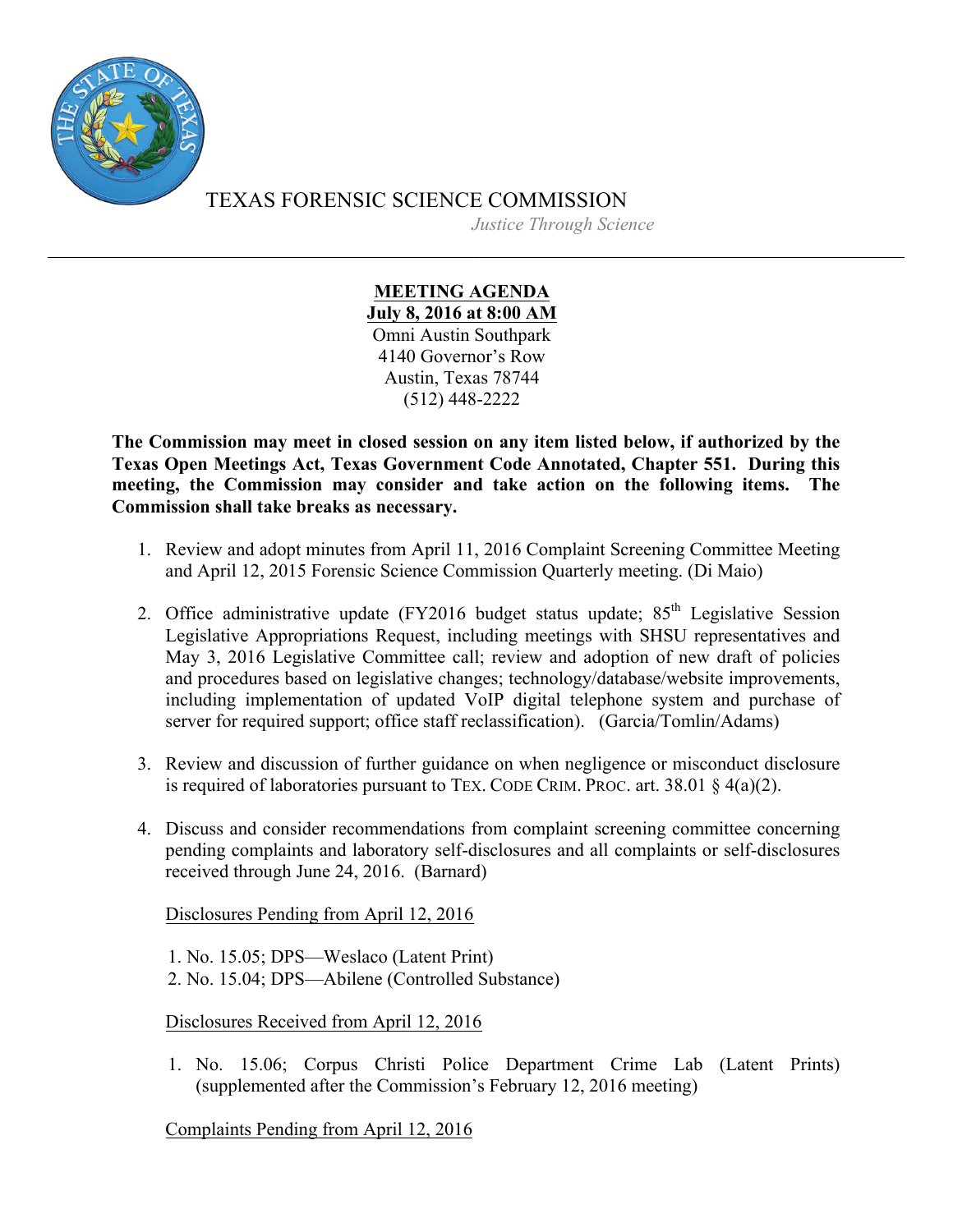# TEXAS FORENSIC SCIENCE COMMISSION

*Justice Through Science*

---

**MEETING AGENDA**
**July 8, 2016 at 8:00 AM**
Omni Austin Southpark
4140 Governor's Row
Austin, Texas 78744
(512) 448-2222

**The Commission may meet in closed session on any item listed below, if authorized by the Texas Open Meetings Act, Texas Government Code Annotated, Chapter 551. During this meeting, the Commission may consider and take action on the following items. The Commission shall take breaks as necessary.**

1. Review and adopt minutes from April 11, 2016 Complaint Screening Committee Meeting and April 12, 2015 Forensic Science Commission Quarterly meeting. (Di Maio)

2. Office administrative update (FY2016 budget status update; 85th Legislative Session Legislative Appropriations Request, including meetings with SHSU representatives and May 3, 2016 Legislative Committee call; review and adoption of new draft of policies and procedures based on legislative changes; technology/database/website improvements, including implementation of updated VoIP digital telephone system and purchase of server for required support; office staff reclassification). (Garcia/Tomlin/Adams)

3. Review and discussion of further guidance on when negligence or misconduct disclosure is required of laboratories pursuant to TEX. CODE CRIM. PROC. art. 38.01 § 4(a)(2).

4. Discuss and consider recommendations from complaint screening committee concerning pending complaints and laboratory self-disclosures and all complaints or self-disclosures received through June 24, 2016. (Barnard)

   Disclosures Pending from April 12, 2016

   1. No. 15.05; DPS—Weslaco (Latent Print)
   2. No. 15.04; DPS—Abilene (Controlled Substance)

   Disclosures Received from April 12, 2016

   1. No. 15.06; Corpus Christi Police Department Crime Lab (Latent Prints) (supplemented after the Commission's February 12, 2016 meeting)

   Complaints Pending from April 12, 2016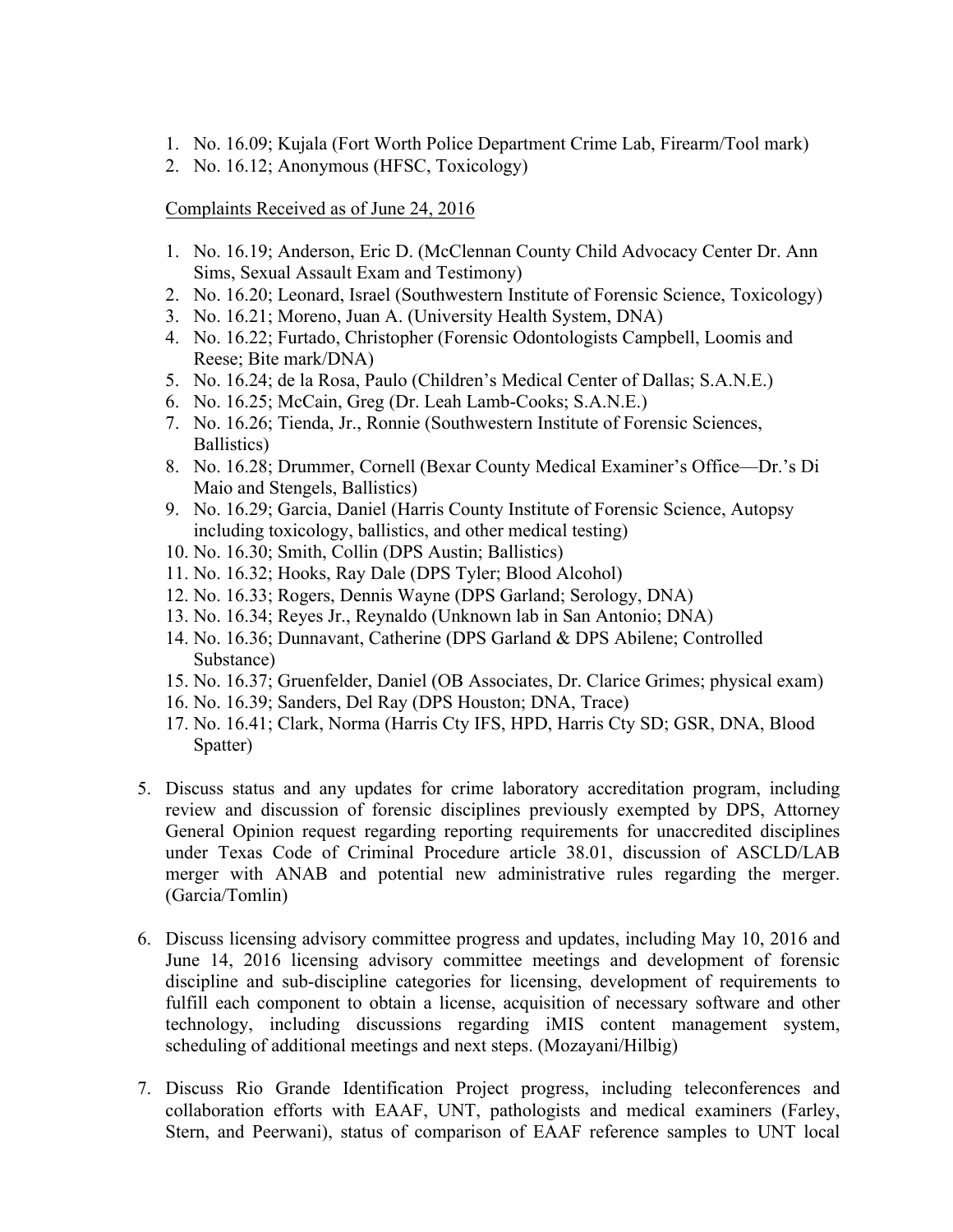1. No. 16.09; Kujala (Fort Worth Police Department Crime Lab, Firearm/Tool mark)
2. No. 16.12; Anonymous (HFSC, Toxicology)

Complaints Received as of June 24, 2016

1. No. 16.19; Anderson, Eric D. (McClennan County Child Advocacy Center Dr. Ann Sims, Sexual Assault Exam and Testimony)
2. No. 16.20; Leonard, Israel (Southwestern Institute of Forensic Science, Toxicology)
3. No. 16.21; Moreno, Juan A. (University Health System, DNA)
4. No. 16.22; Furtado, Christopher (Forensic Odontologists Campbell, Loomis and Reese; Bite mark/DNA)
5. No. 16.24; de la Rosa, Paulo (Children's Medical Center of Dallas; S.A.N.E.)
6. No. 16.25; McCain, Greg (Dr. Leah Lamb-Cooks; S.A.N.E.)
7. No. 16.26; Tienda, Jr., Ronnie (Southwestern Institute of Forensic Sciences, Ballistics)
8. No. 16.28; Drummer, Cornell (Bexar County Medical Examiner's Office—Dr.'s Di Maio and Stengels, Ballistics)
9. No. 16.29; Garcia, Daniel (Harris County Institute of Forensic Science, Autopsy including toxicology, ballistics, and other medical testing)
10. No. 16.30; Smith, Collin (DPS Austin; Ballistics)
11. No. 16.32; Hooks, Ray Dale (DPS Tyler; Blood Alcohol)
12. No. 16.33; Rogers, Dennis Wayne (DPS Garland; Serology, DNA)
13. No. 16.34; Reyes Jr., Reynaldo (Unknown lab in San Antonio; DNA)
14. No. 16.36; Dunnavant, Catherine (DPS Garland & DPS Abilene; Controlled Substance)
15. No. 16.37; Gruenfelder, Daniel (OB Associates, Dr. Clarice Grimes; physical exam)
16. No. 16.39; Sanders, Del Ray (DPS Houston; DNA, Trace)
17. No. 16.41; Clark, Norma (Harris Cty IFS, HPD, Harris Cty SD; GSR, DNA, Blood Spatter)

5. Discuss status and any updates for crime laboratory accreditation program, including review and discussion of forensic disciplines previously exempted by DPS, Attorney General Opinion request regarding reporting requirements for unaccredited disciplines under Texas Code of Criminal Procedure article 38.01, discussion of ASCLD/LAB merger with ANAB and potential new administrative rules regarding the merger. (Garcia/Tomlin)

6. Discuss licensing advisory committee progress and updates, including May 10, 2016 and June 14, 2016 licensing advisory committee meetings and development of forensic discipline and sub-discipline categories for licensing, development of requirements to fulfill each component to obtain a license, acquisition of necessary software and other technology, including discussions regarding iMIS content management system, scheduling of additional meetings and next steps. (Mozayani/Hilbig)

7. Discuss Rio Grande Identification Project progress, including teleconferences and collaboration efforts with EAAF, UNT, pathologists and medical examiners (Farley, Stern, and Peerwani), status of comparison of EAAF reference samples to UNT local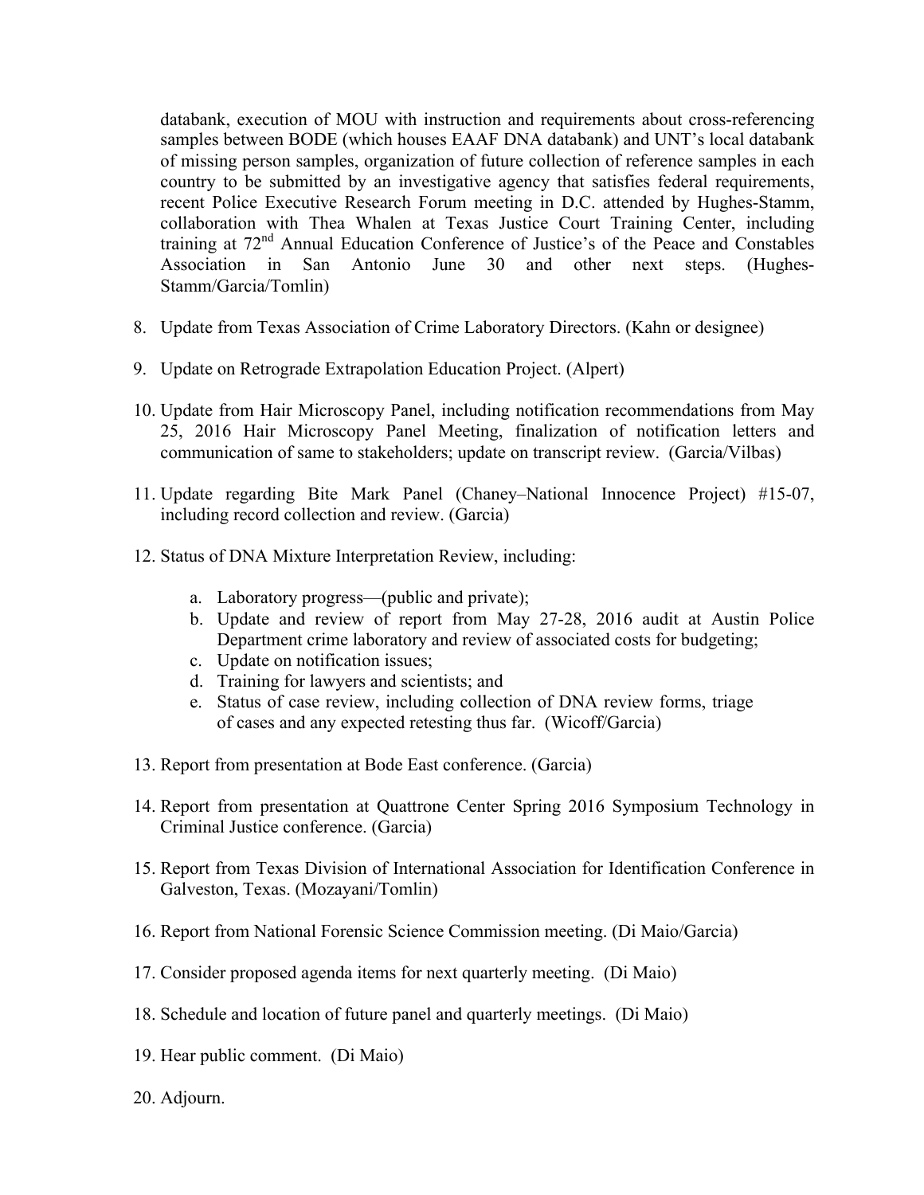databank, execution of MOU with instruction and requirements about cross-referencing samples between BODE (which houses EAAF DNA databank) and UNT's local databank of missing person samples, organization of future collection of reference samples in each country to be submitted by an investigative agency that satisfies federal requirements, recent Police Executive Research Forum meeting in D.C. attended by Hughes-Stamm, collaboration with Thea Whalen at Texas Justice Court Training Center, including training at 72nd Annual Education Conference of Justice's of the Peace and Constables Association in San Antonio June 30 and other next steps. (Hughes-Stamm/Garcia/Tomlin)

8. Update from Texas Association of Crime Laboratory Directors. (Kahn or designee)

9. Update on Retrograde Extrapolation Education Project. (Alpert)

10. Update from Hair Microscopy Panel, including notification recommendations from May 25, 2016 Hair Microscopy Panel Meeting, finalization of notification letters and communication of same to stakeholders; update on transcript review. (Garcia/Vilbas)

11. Update regarding Bite Mark Panel (Chaney–National Innocence Project) #15-07, including record collection and review. (Garcia)

12. Status of DNA Mixture Interpretation Review, including:

    a. Laboratory progress—(public and private);
    b. Update and review of report from May 27-28, 2016 audit at Austin Police Department crime laboratory and review of associated costs for budgeting;
    c. Update on notification issues;
    d. Training for lawyers and scientists; and
    e. Status of case review, including collection of DNA review forms, triage of cases and any expected retesting thus far. (Wicoff/Garcia)

13. Report from presentation at Bode East conference. (Garcia)

14. Report from presentation at Quattrone Center Spring 2016 Symposium Technology in Criminal Justice conference. (Garcia)

15. Report from Texas Division of International Association for Identification Conference in Galveston, Texas. (Mozayani/Tomlin)

16. Report from National Forensic Science Commission meeting. (Di Maio/Garcia)

17. Consider proposed agenda items for next quarterly meeting. (Di Maio)

18. Schedule and location of future panel and quarterly meetings. (Di Maio)

19. Hear public comment. (Di Maio)

20. Adjourn.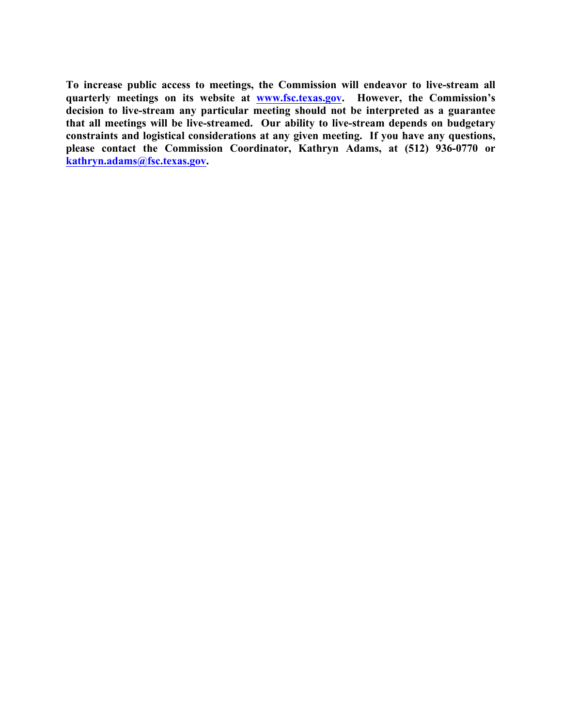**To increase public access to meetings, the Commission will endeavor to live-stream all quarterly meetings on its website at [www.fsc.texas.gov](http://www.fsc.texas.gov). However, the Commission's decision to live-stream any particular meeting should not be interpreted as a guarantee that all meetings will be live-streamed. Our ability to live-stream depends on budgetary constraints and logistical considerations at any given meeting. If you have any questions, please contact the Commission Coordinator, Kathryn Adams, at (512) 936-0770 or [kathryn.adams@fsc.texas.gov](mailto:kathryn.adams@fsc.texas.gov).**